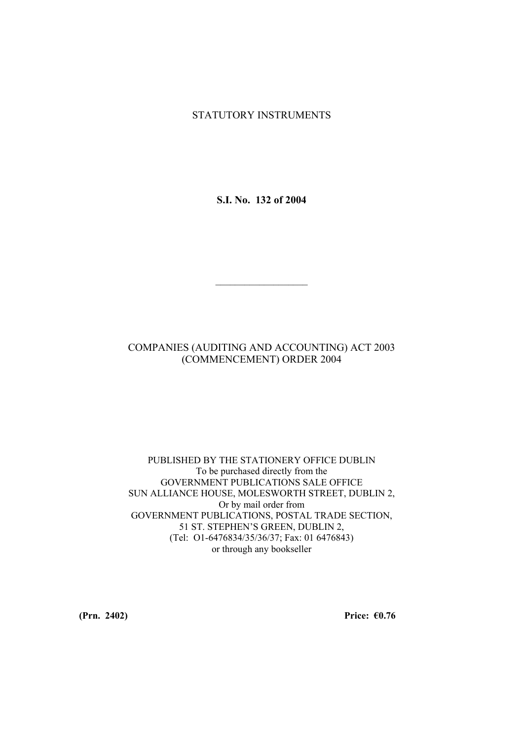STATUTORY INSTRUMENTS

**S.I. No. 132 of 2004**

---

COMPANIES (AUDITING AND ACCOUNTING) ACT 2003
(COMMENCEMENT) ORDER 2004

PUBLISHED BY THE STATIONERY OFFICE DUBLIN
To be purchased directly from the
GOVERNMENT PUBLICATIONS SALE OFFICE
SUN ALLIANCE HOUSE, MOLESWORTH STREET, DUBLIN 2,
Or by mail order from
GOVERNMENT PUBLICATIONS, POSTAL TRADE SECTION,
51 ST. STEPHEN'S GREEN, DUBLIN 2,
(Tel: O1-6476834/35/36/37; Fax: 01 6476843)
or through any bookseller

**(Prn. 2402)** **Price: €0.76**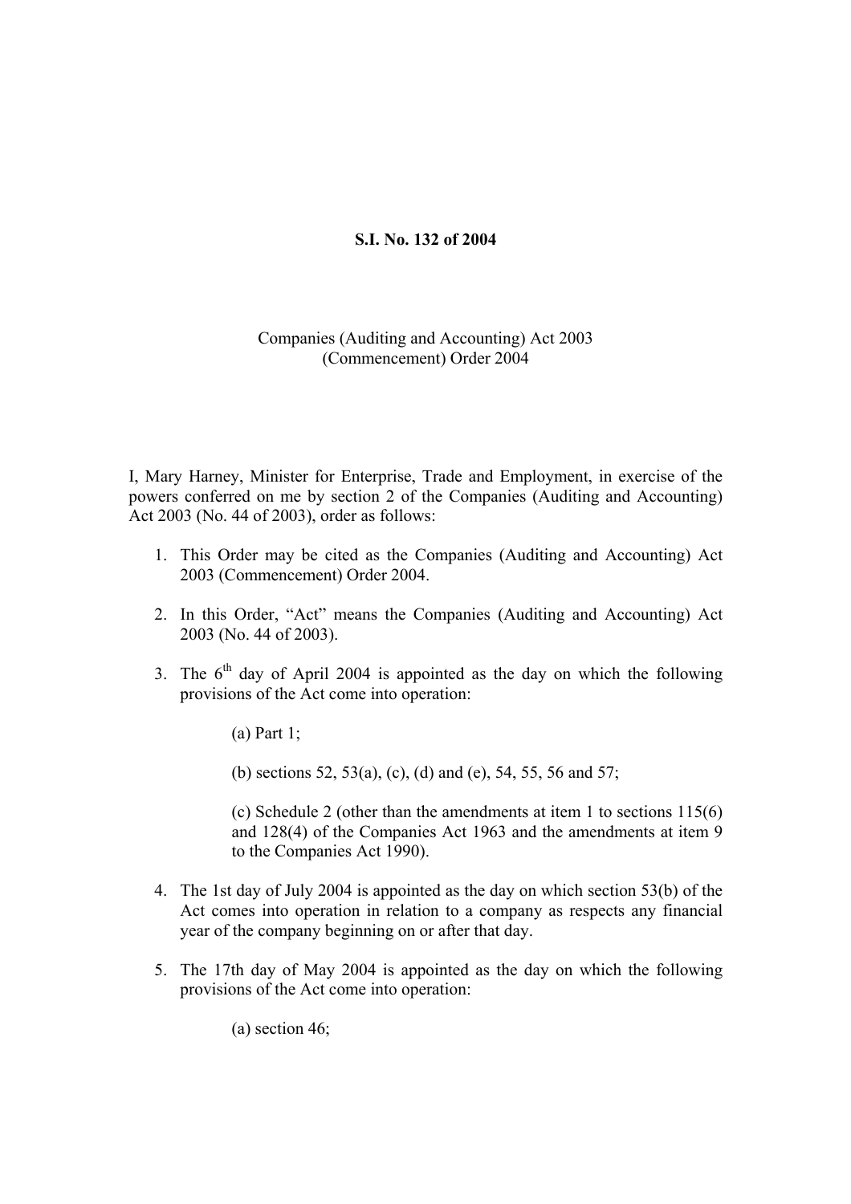**S.I. No. 132 of 2004**

Companies (Auditing and Accounting) Act 2003
(Commencement) Order 2004

I, Mary Harney, Minister for Enterprise, Trade and Employment, in exercise of the powers conferred on me by section 2 of the Companies (Auditing and Accounting) Act 2003 (No. 44 of 2003), order as follows:

1. This Order may be cited as the Companies (Auditing and Accounting) Act 2003 (Commencement) Order 2004.

2. In this Order, "Act" means the Companies (Auditing and Accounting) Act 2003 (No. 44 of 2003).

3. The 6th day of April 2004 is appointed as the day on which the following provisions of the Act come into operation:

   (a) Part 1;

   (b) sections 52, 53(a), (c), (d) and (e), 54, 55, 56 and 57;

   (c) Schedule 2 (other than the amendments at item 1 to sections 115(6) and 128(4) of the Companies Act 1963 and the amendments at item 9 to the Companies Act 1990).

4. The 1st day of July 2004 is appointed as the day on which section 53(b) of the Act comes into operation in relation to a company as respects any financial year of the company beginning on or after that day.

5. The 17th day of May 2004 is appointed as the day on which the following provisions of the Act come into operation:

   (a) section 46;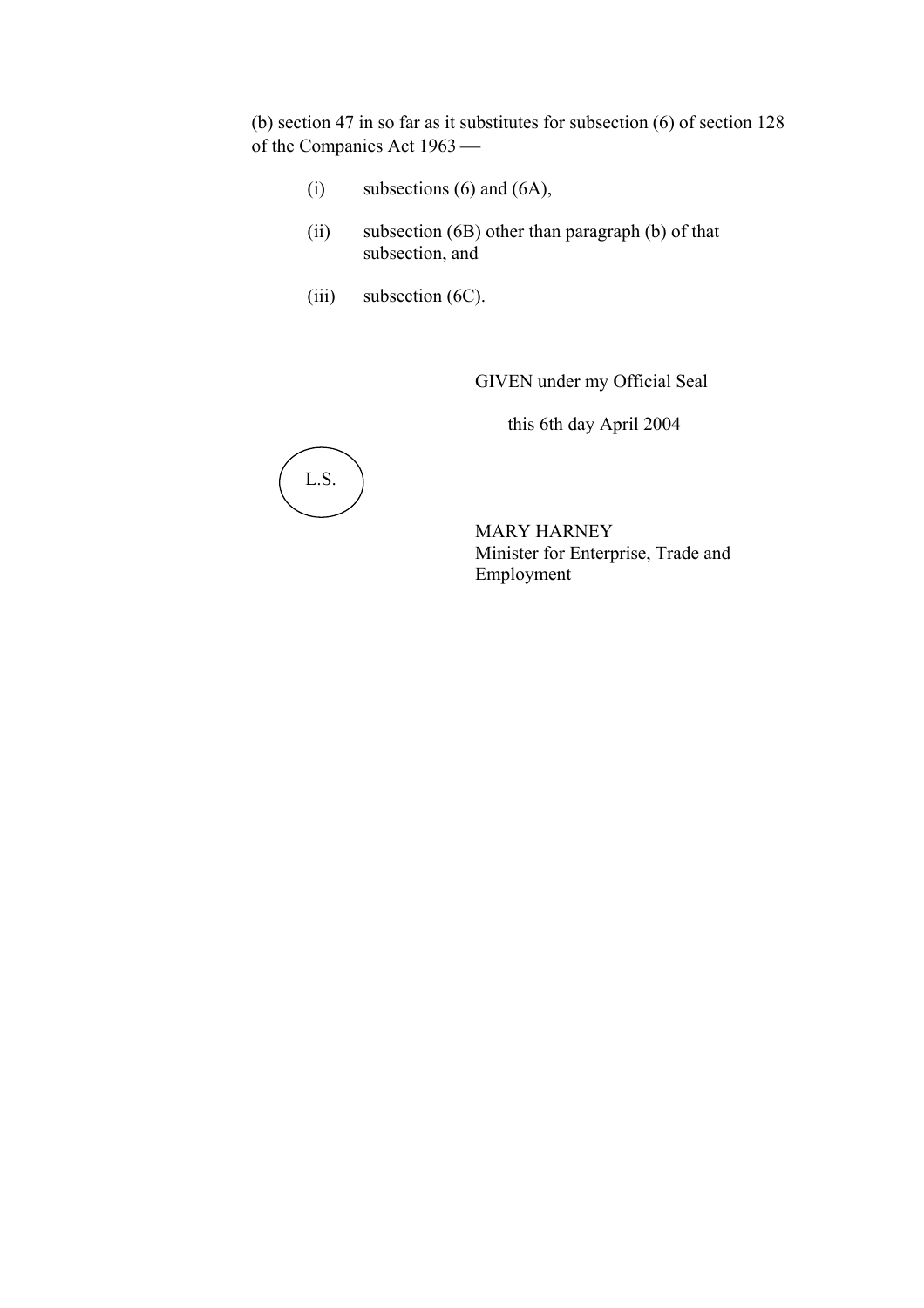(b) section 47 in so far as it substitutes for subsection (6) of section 128 of the Companies Act 1963 —

(i) subsections (6) and (6A),

(ii) subsection (6B) other than paragraph (b) of that subsection, and

(iii) subsection (6C).

GIVEN under my Official Seal

this 6th day April 2004

L.S.

MARY HARNEY
Minister for Enterprise, Trade and Employment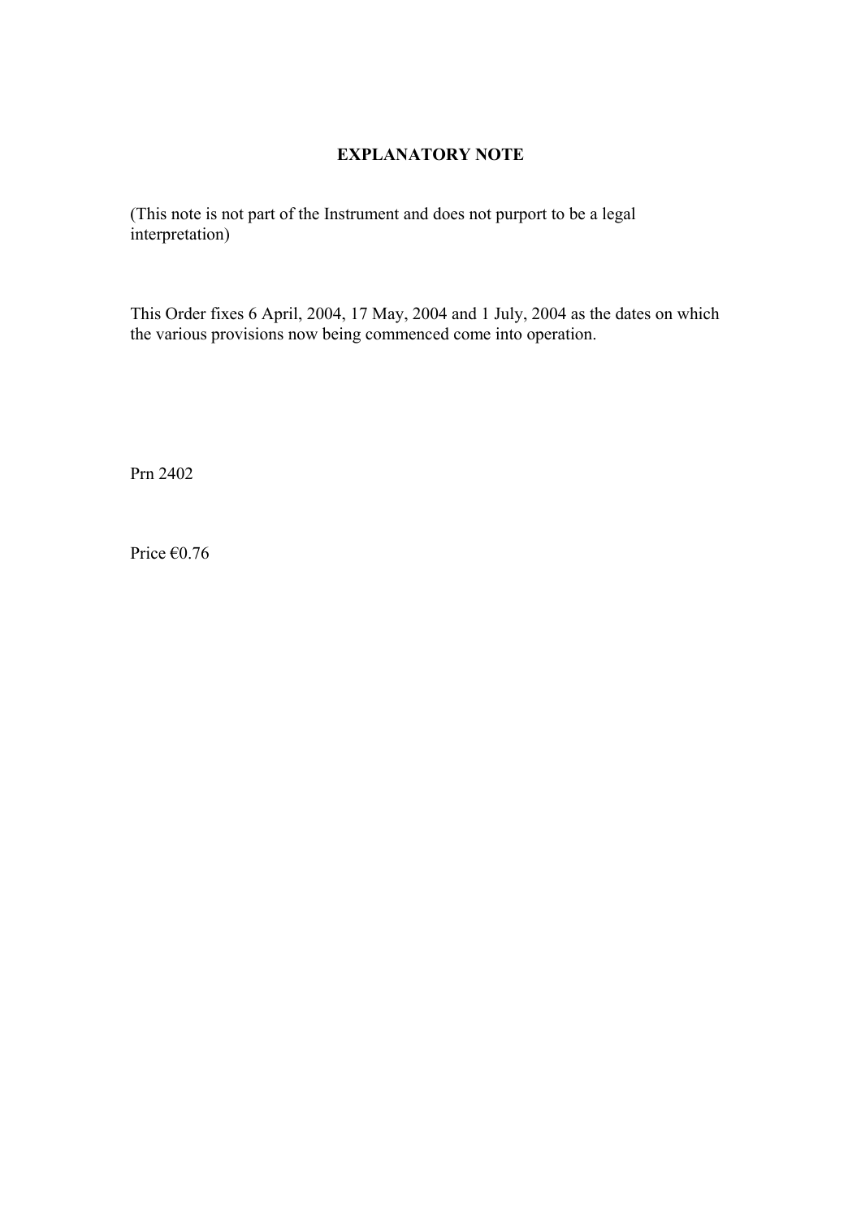# EXPLANATORY NOTE

(This note is not part of the Instrument and does not purport to be a legal interpretation)

This Order fixes 6 April, 2004, 17 May, 2004 and 1 July, 2004 as the dates on which the various provisions now being commenced come into operation.

Prn 2402

Price €0.76